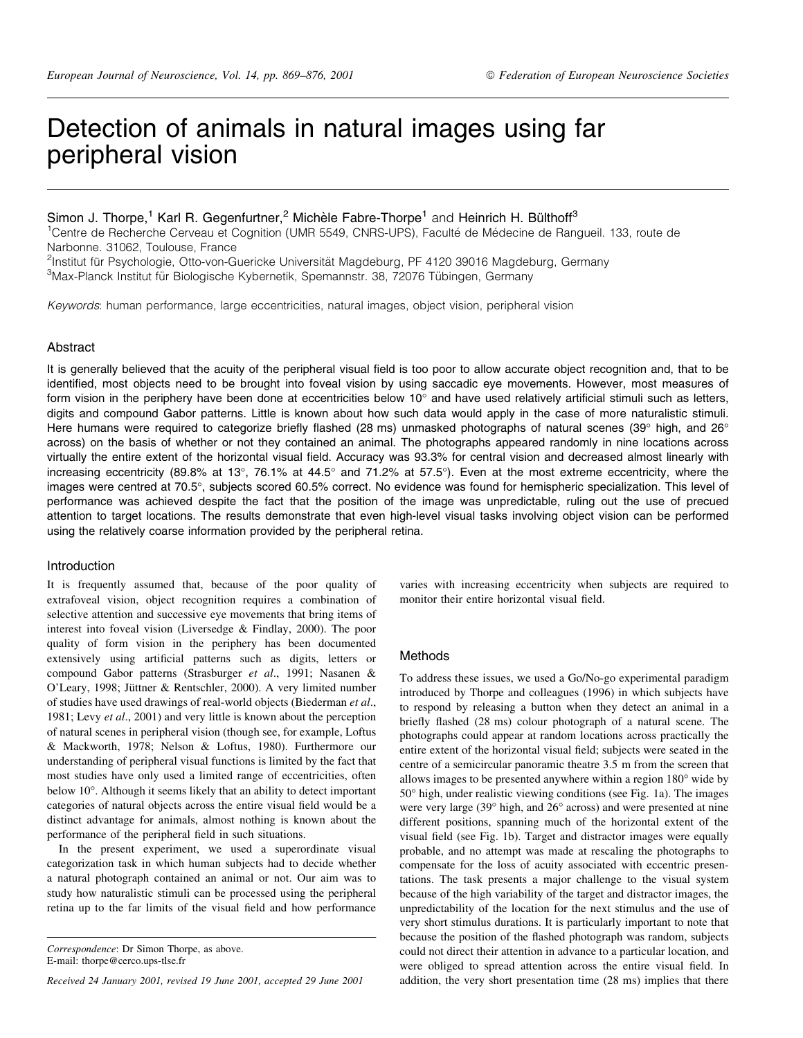# Detection of animals in natural images using far peripheral vision

Simon J. Thorpe,[1] Karl R. Gegenfurtner,[2] Michèle Fabre-Thorpe[1] and Heinrich H. Bülthoff[3]

[1]Centre de Recherche Cerveau et Cognition (UMR 5549, CNRS-UPS), Faculté de Médecine de Rangueil. 133, route de Narbonne. 31062, Toulouse, France

[2]Institut für Psychologie, Otto-von-Guericke Universität Magdeburg, PF 4120 39016 Magdeburg, Germany

[3]Max-Planck Institut für Biologische Kybernetik, Spemannstr. 38, 72076 Tübingen, Germany

*Keywords*: human performance, large eccentricities, natural images, object vision, peripheral vision

## Abstract

It is generally believed that the acuity of the peripheral visual field is too poor to allow accurate object recognition and, that to be identified, most objects need to be brought into foveal vision by using saccadic eye movements. However, most measures of form vision in the periphery have been done at eccentricities below 10° and have used relatively artificial stimuli such as letters, digits and compound Gabor patterns. Little is known about how such data would apply in the case of more naturalistic stimuli. Here humans were required to categorize briefly flashed (28 ms) unmasked photographs of natural scenes (39° high, and 26° across) on the basis of whether or not they contained an animal. The photographs appeared randomly in nine locations across virtually the entire extent of the horizontal visual field. Accuracy was 93.3% for central vision and decreased almost linearly with increasing eccentricity (89.8% at 13°, 76.1% at 44.5° and 71.2% at 57.5°). Even at the most extreme eccentricity, where the images were centred at 70.5°, subjects scored 60.5% correct. No evidence was found for hemispheric specialization. This level of performance was achieved despite the fact that the position of the image was unpredictable, ruling out the use of precued attention to target locations. The results demonstrate that even high-level visual tasks involving object vision can be performed using the relatively coarse information provided by the peripheral retina.

## Introduction

It is frequently assumed that, because of the poor quality of extrafoveal vision, object recognition requires a combination of selective attention and successive eye movements that bring items of interest into foveal vision (Liversedge & Findlay, 2000). The poor quality of form vision in the periphery has been documented extensively using artificial patterns such as digits, letters or compound Gabor patterns (Strasburger *et al*., 1991; Nasanen & O'Leary, 1998; Jüttner & Rentschler, 2000). A very limited number of studies have used drawings of real-world objects (Biederman *et al*., 1981; Levy *et al*., 2001) and very little is known about the perception of natural scenes in peripheral vision (though see, for example, Loftus & Mackworth, 1978; Nelson & Loftus, 1980). Furthermore our understanding of peripheral visual functions is limited by the fact that most studies have only used a limited range of eccentricities, often below 10°. Although it seems likely that an ability to detect important categories of natural objects across the entire visual field would be a distinct advantage for animals, almost nothing is known about the performance of the peripheral field in such situations.

In the present experiment, we used a superordinate visual categorization task in which human subjects had to decide whether a natural photograph contained an animal or not. Our aim was to study how naturalistic stimuli can be processed using the peripheral retina up to the far limits of the visual field and how performance varies with increasing eccentricity when subjects are required to monitor their entire horizontal visual field.

## Methods

To address these issues, we used a Go/No-go experimental paradigm introduced by Thorpe and colleagues (1996) in which subjects have to respond by releasing a button when they detect an animal in a briefly flashed (28 ms) colour photograph of a natural scene. The photographs could appear at random locations across practically the entire extent of the horizontal visual field; subjects were seated in the centre of a semicircular panoramic theatre 3.5 m from the screen that allows images to be presented anywhere within a region 180° wide by 50° high, under realistic viewing conditions (see Fig. 1a). The images were very large (39° high, and 26° across) and were presented at nine different positions, spanning much of the horizontal extent of the visual field (see Fig. 1b). Target and distractor images were equally probable, and no attempt was made at rescaling the photographs to compensate for the loss of acuity associated with eccentric presentations. The task presents a major challenge to the visual system because of the high variability of the target and distractor images, the unpredictability of the location for the next stimulus and the use of very short stimulus durations. It is particularly important to note that because the position of the flashed photograph was random, subjects could not direct their attention in advance to a particular location, and were obliged to spread attention across the entire visual field. In addition, the very short presentation time (28 ms) implies that there

*Correspondence*: Dr Simon Thorpe, as above.
E-mail: thorpe@cerco.ups-tlse.fr

*Received 24 January 2001, revised 19 June 2001, accepted 29 June 2001*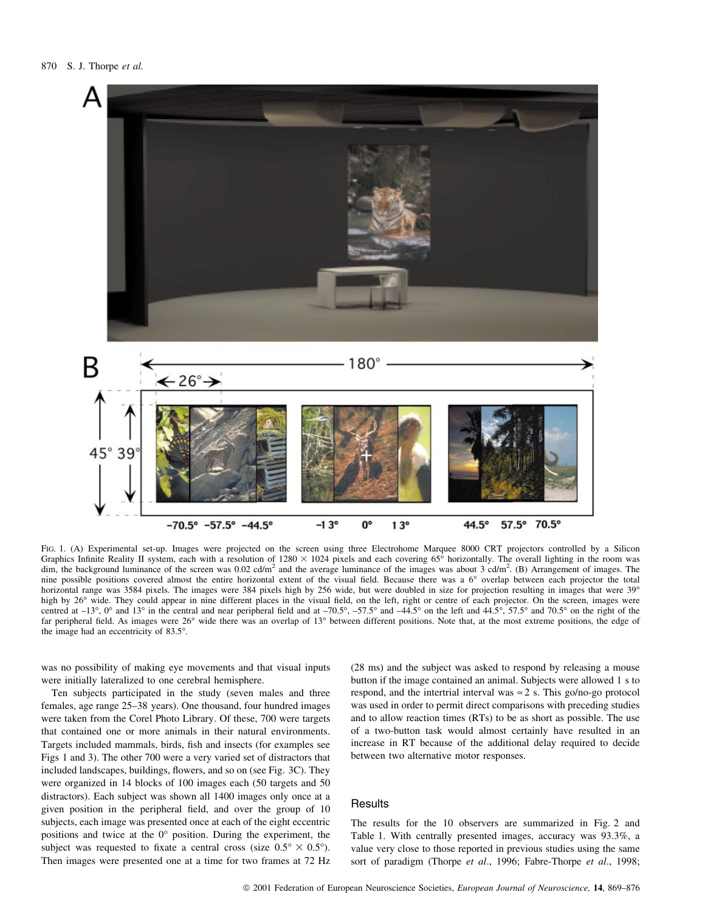FIG. 1. (A) Experimental set-up. Images were projected on the screen using three Electrohome Marquee 8000 CRT projectors controlled by a Silicon Graphics Infinite Reality II system, each with a resolution of 1280 × 1024 pixels and each covering 65° horizontally. The overall lighting in the room was dim, the background luminance of the screen was 0.02 cd/m$^2$ and the average luminance of the images was about 3 cd/m$^2$. (B) Arrangement of images. The nine possible positions covered almost the entire horizontal extent of the visual field. Because there was a 6° overlap between each projector the total horizontal range was 3584 pixels. The images were 384 pixels high by 256 wide, but were doubled in size for projection resulting in images that were 39° high by 26° wide. They could appear in nine different places in the visual field, on the left, right or centre of each projector. On the screen, images were centred at –13°, 0° and 13° in the central and near peripheral field and at –70.5°, –57.5° and –44.5° on the left and 44.5°, 57.5° and 70.5° on the right of the far peripheral field. As images were 26° wide there was an overlap of 13° between different positions. Note that, at the most extreme positions, the edge of the image had an eccentricity of 83.5°.

was no possibility of making eye movements and that visual inputs were initially lateralized to one cerebral hemisphere.

Ten subjects participated in the study (seven males and three females, age range 25–38 years). One thousand, four hundred images were taken from the Corel Photo Library. Of these, 700 were targets that contained one or more animals in their natural environments. Targets included mammals, birds, fish and insects (for examples see Figs 1 and 3). The other 700 were a very varied set of distractors that included landscapes, buildings, flowers, and so on (see Fig. 3C). They were organized in 14 blocks of 100 images each (50 targets and 50 distractors). Each subject was shown all 1400 images only once at a given position in the peripheral field, and over the group of 10 subjects, each image was presented once at each of the eight eccentric positions and twice at the 0° position. During the experiment, the subject was requested to fixate a central cross (size 0.5° × 0.5°). Then images were presented one at a time for two frames at 72 Hz (28 ms) and the subject was asked to respond by releasing a mouse button if the image contained an animal. Subjects were allowed 1 s to respond, and the intertrial interval was ≈ 2 s. This go/no-go protocol was used in order to permit direct comparisons with preceding studies and to allow reaction times (RTs) to be as short as possible. The use of a two-button task would almost certainly have resulted in an increase in RT because of the additional delay required to decide between two alternative motor responses.

## Results

The results for the 10 observers are summarized in Fig. 2 and Table 1. With centrally presented images, accuracy was 93.3%, a value very close to those reported in previous studies using the same sort of paradigm (Thorpe *et al*., 1996; Fabre-Thorpe *et al*., 1998;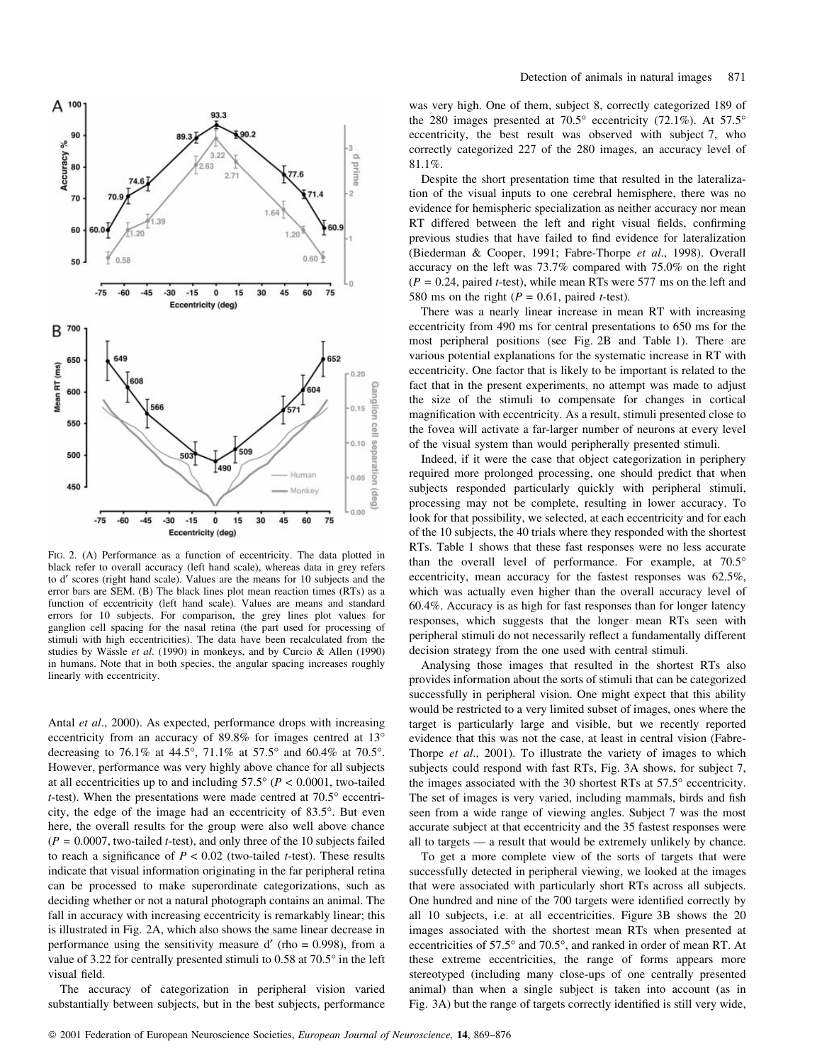FIG. 2. (A) Performance as a function of eccentricity. The data plotted in black refer to overall accuracy (left hand scale), whereas data in grey refers to d′ scores (right hand scale). Values are the means for 10 subjects and the error bars are SEM. (B) The black lines plot mean reaction times (RTs) as a function of eccentricity (left hand scale). Values are means and standard errors for 10 subjects. For comparison, the grey lines plot values for ganglion cell spacing for the nasal retina (the part used for processing of stimuli with high eccentricities). The data have been recalculated from the studies by Wässle *et al*. (1990) in monkeys, and by Curcio & Allen (1990) in humans. Note that in both species, the angular spacing increases roughly linearly with eccentricity.

Antal *et al*., 2000). As expected, performance drops with increasing eccentricity from an accuracy of 89.8% for images centred at 13° decreasing to 76.1% at 44.5°, 71.1% at 57.5° and 60.4% at 70.5°. However, performance was very highly above chance for all subjects at all eccentricities up to and including 57.5° ($P < 0.0001$, two-tailed *t*-test). When the presentations were made centred at 70.5° eccentricity, the edge of the image had an eccentricity of 83.5°. But even here, the overall results for the group were also well above chance ($P = 0.0007$, two-tailed *t*-test), and only three of the 10 subjects failed to reach a significance of $P < 0.02$ (two-tailed *t*-test). These results indicate that visual information originating in the far peripheral retina can be processed to make superordinate categorizations, such as deciding whether or not a natural photograph contains an animal. The fall in accuracy with increasing eccentricity is remarkably linear; this is illustrated in Fig. 2A, which also shows the same linear decrease in performance using the sensitivity measure d′ (rho = 0.998), from a value of 3.22 for centrally presented stimuli to 0.58 at 70.5° in the left visual field.

The accuracy of categorization in peripheral vision varied substantially between subjects, but in the best subjects, performance was very high. One of them, subject 8, correctly categorized 189 of the 280 images presented at 70.5° eccentricity (72.1%). At 57.5° eccentricity, the best result was observed with subject 7, who correctly categorized 227 of the 280 images, an accuracy level of 81.1%.

Despite the short presentation time that resulted in the lateralization of the visual inputs to one cerebral hemisphere, there was no evidence for hemispheric specialization as neither accuracy nor mean RT differed between the left and right visual fields, confirming previous studies that have failed to find evidence for lateralization (Biederman & Cooper, 1991; Fabre-Thorpe *et al*., 1998). Overall accuracy on the left was 73.7% compared with 75.0% on the right ($P = 0.24$, paired *t*-test), while mean RTs were 577 ms on the left and 580 ms on the right ($P = 0.61$, paired *t*-test).

There was a nearly linear increase in mean RT with increasing eccentricity from 490 ms for central presentations to 650 ms for the most peripheral positions (see Fig. 2B and Table 1). There are various potential explanations for the systematic increase in RT with eccentricity. One factor that is likely to be important is related to the fact that in the present experiments, no attempt was made to adjust the size of the stimuli to compensate for changes in cortical magnification with eccentricity. As a result, stimuli presented close to the fovea will activate a far-larger number of neurons at every level of the visual system than would peripherally presented stimuli.

Indeed, if it were the case that object categorization in periphery required more prolonged processing, one should predict that when subjects responded particularly quickly with peripheral stimuli, processing may not be complete, resulting in lower accuracy. To look for that possibility, we selected, at each eccentricity and for each of the 10 subjects, the 40 trials where they responded with the shortest RTs. Table 1 shows that these fast responses were no less accurate than the overall level of performance. For example, at 70.5° eccentricity, mean accuracy for the fastest responses was 62.5%, which was actually even higher than the overall accuracy level of 60.4%. Accuracy is as high for fast responses than for longer latency responses, which suggests that the longer mean RTs seen with peripheral stimuli do not necessarily reflect a fundamentally different decision strategy from the one used with central stimuli.

Analysing those images that resulted in the shortest RTs also provides information about the sorts of stimuli that can be categorized successfully in peripheral vision. One might expect that this ability would be restricted to a very limited subset of images, ones where the target is particularly large and visible, but we recently reported evidence that this was not the case, at least in central vision (Fabre-Thorpe *et al*., 2001). To illustrate the variety of images to which subjects could respond with fast RTs, Fig. 3A shows, for subject 7, the images associated with the 30 shortest RTs at 57.5° eccentricity. The set of images is very varied, including mammals, birds and fish seen from a wide range of viewing angles. Subject 7 was the most accurate subject at that eccentricity and the 35 fastest responses were all to targets — a result that would be extremely unlikely by chance.

To get a more complete view of the sorts of targets that were successfully detected in peripheral viewing, we looked at the images that were associated with particularly short RTs across all subjects. One hundred and nine of the 700 targets were identified correctly by all 10 subjects, i.e. at all eccentricities. Figure 3B shows the 20 images associated with the shortest mean RTs when presented at eccentricities of 57.5° and 70.5°, and ranked in order of mean RT. At these extreme eccentricities, the range of forms appears more stereotyped (including many close-ups of one centrally presented animal) than when a single subject is taken into account (as in Fig. 3A) but the range of targets correctly identified is still very wide,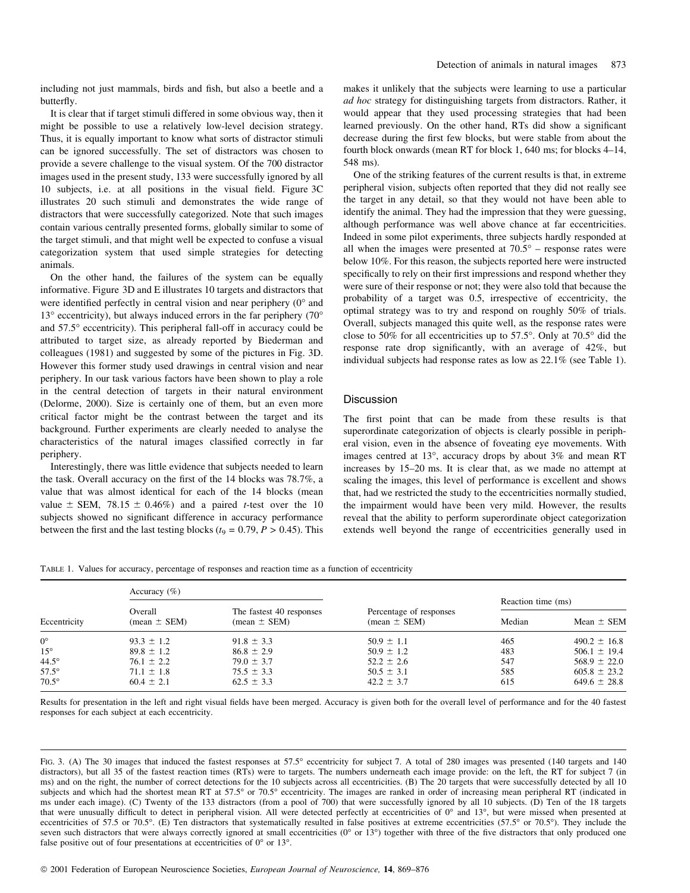including not just mammals, birds and fish, but also a beetle and a butterfly.

It is clear that if target stimuli differed in some obvious way, then it might be possible to use a relatively low-level decision strategy. Thus, it is equally important to know what sorts of distractor stimuli can be ignored successfully. The set of distractors was chosen to provide a severe challenge to the visual system. Of the 700 distractor images used in the present study, 133 were successfully ignored by all 10 subjects, i.e. at all positions in the visual field. Figure 3C illustrates 20 such stimuli and demonstrates the wide range of distractors that were successfully categorized. Note that such images contain various centrally presented forms, globally similar to some of the target stimuli, and that might well be expected to confuse a visual categorization system that used simple strategies for detecting animals.

On the other hand, the failures of the system can be equally informative. Figure 3D and E illustrates 10 targets and distractors that were identified perfectly in central vision and near periphery (0° and 13° eccentricity), but always induced errors in the far periphery (70° and 57.5° eccentricity). This peripheral fall-off in accuracy could be attributed to target size, as already reported by Biederman and colleagues (1981) and suggested by some of the pictures in Fig. 3D. However this former study used drawings in central vision and near periphery. In our task various factors have been shown to play a role in the central detection of targets in their natural environment (Delorme, 2000). Size is certainly one of them, but an even more critical factor might be the contrast between the target and its background. Further experiments are clearly needed to analyse the characteristics of the natural images classified correctly in far periphery.

Interestingly, there was little evidence that subjects needed to learn the task. Overall accuracy on the first of the 14 blocks was 78.7%, a value that was almost identical for each of the 14 blocks (mean value ± SEM, 78.15 ± 0.46%) and a paired *t*-test over the 10 subjects showed no significant difference in accuracy performance between the first and the last testing blocks ($t_9 = 0.79$, $P > 0.45$). This makes it unlikely that the subjects were learning to use a particular *ad hoc* strategy for distinguishing targets from distractors. Rather, it would appear that they used processing strategies that had been learned previously. On the other hand, RTs did show a significant decrease during the first few blocks, but were stable from about the fourth block onwards (mean RT for block 1, 640 ms; for blocks 4–14, 548 ms).

One of the striking features of the current results is that, in extreme peripheral vision, subjects often reported that they did not really see the target in any detail, so that they would not have been able to identify the animal. They had the impression that they were guessing, although performance was well above chance at far eccentricities. Indeed in some pilot experiments, three subjects hardly responded at all when the images were presented at 70.5° – response rates were below 10%. For this reason, the subjects reported here were instructed specifically to rely on their first impressions and respond whether they were sure of their response or not; they were also told that because the probability of a target was 0.5, irrespective of eccentricity, the optimal strategy was to try and respond on roughly 50% of trials. Overall, subjects managed this quite well, as the response rates were close to 50% for all eccentricities up to 57.5°. Only at 70.5° did the response rate drop significantly, with an average of 42%, but individual subjects had response rates as low as 22.1% (see Table 1).

## Discussion

The first point that can be made from these results is that superordinate categorization of objects is clearly possible in peripheral vision, even in the absence of foveating eye movements. With images centred at 13°, accuracy drops by about 3% and mean RT increases by 15–20 ms. It is clear that, as we made no attempt at scaling the images, this level of performance is excellent and shows that, had we restricted the study to the eccentricities normally studied, the impairment would have been very mild. However, the results reveal that the ability to perform superordinate object categorization extends well beyond the range of eccentricities generally used in

TABLE 1. Values for accuracy, percentage of responses and reaction time as a function of eccentricity

| Eccentricity | Accuracy (%) Overall (mean ± SEM) | Accuracy (%) The fastest 40 responses (mean ± SEM) | Percentage of responses (mean ± SEM) | Reaction time (ms) Median | Reaction time (ms) Mean ± SEM |
|---|---|---|---|---|---|
| 0° | 93.3 ± 1.2 | 91.8 ± 3.3 | 50.9 ± 1.1 | 465 | 490.2 ± 16.8 |
| 15° | 89.8 ± 1.2 | 86.8 ± 2.9 | 50.9 ± 1.2 | 483 | 506.1 ± 19.4 |
| 44.5° | 76.1 ± 2.2 | 79.0 ± 3.7 | 52.2 ± 2.6 | 547 | 568.9 ± 22.0 |
| 57.5° | 71.1 ± 1.8 | 75.5 ± 3.3 | 50.5 ± 3.1 | 585 | 605.8 ± 23.2 |
| 70.5° | 60.4 ± 2.1 | 62.5 ± 3.3 | 42.2 ± 3.7 | 615 | 649.6 ± 28.8 |

Results for presentation in the left and right visual fields have been merged. Accuracy is given both for the overall level of performance and for the 40 fastest responses for each subject at each eccentricity.

FIG. 3. (A) The 30 images that induced the fastest responses at 57.5° eccentricity for subject 7. A total of 280 images was presented (140 targets and 140 distractors), but all 35 of the fastest reaction times (RTs) were to targets. The numbers underneath each image provide: on the left, the RT for subject 7 (in ms) and on the right, the number of correct detections for the 10 subjects across all eccentricities. (B) The 20 targets that were successfully detected by all 10 subjects and which had the shortest mean RT at 57.5° or 70.5° eccentricity. The images are ranked in order of increasing mean peripheral RT (indicated in ms under each image). (C) Twenty of the 133 distractors (from a pool of 700) that were successfully ignored by all 10 subjects. (D) Ten of the 18 targets that were unusually difficult to detect in peripheral vision. All were detected perfectly at eccentricities of 0° and 13°, but were missed when presented at eccentricities of 57.5 or 70.5°. (E) Ten distractors that systematically resulted in false positives at extreme eccentricities (57.5° or 70.5°). They include the seven such distractors that were always correctly ignored at small eccentricities (0° or 13°) together with three of the five distractors that only produced one false positive out of four presentations at eccentricities of 0° or 13°.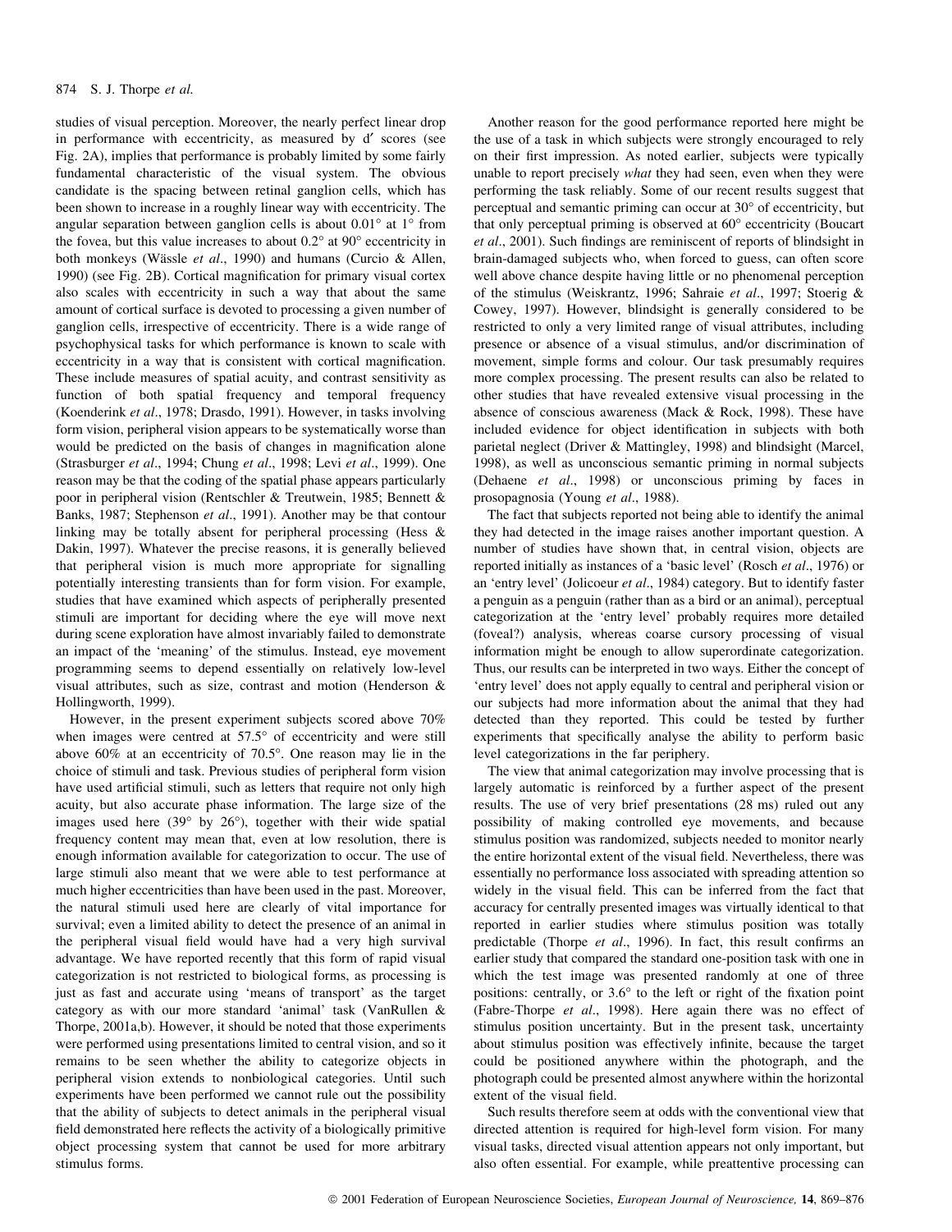studies of visual perception. Moreover, the nearly perfect linear drop in performance with eccentricity, as measured by d′ scores (see Fig. 2A), implies that performance is probably limited by some fairly fundamental characteristic of the visual system. The obvious candidate is the spacing between retinal ganglion cells, which has been shown to increase in a roughly linear way with eccentricity. The angular separation between ganglion cells is about 0.01° at 1° from the fovea, but this value increases to about 0.2° at 90° eccentricity in both monkeys (Wässle *et al*., 1990) and humans (Curcio & Allen, 1990) (see Fig. 2B). Cortical magnification for primary visual cortex also scales with eccentricity in such a way that about the same amount of cortical surface is devoted to processing a given number of ganglion cells, irrespective of eccentricity. There is a wide range of psychophysical tasks for which performance is known to scale with eccentricity in a way that is consistent with cortical magnification. These include measures of spatial acuity, and contrast sensitivity as function of both spatial frequency and temporal frequency (Koenderink *et al*., 1978; Drasdo, 1991). However, in tasks involving form vision, peripheral vision appears to be systematically worse than would be predicted on the basis of changes in magnification alone (Strasburger *et al*., 1994; Chung *et al*., 1998; Levi *et al*., 1999). One reason may be that the coding of the spatial phase appears particularly poor in peripheral vision (Rentschler & Treutwein, 1985; Bennett & Banks, 1987; Stephenson *et al*., 1991). Another may be that contour linking may be totally absent for peripheral processing (Hess & Dakin, 1997). Whatever the precise reasons, it is generally believed that peripheral vision is much more appropriate for signalling potentially interesting transients than for form vision. For example, studies that have examined which aspects of peripherally presented stimuli are important for deciding where the eye will move next during scene exploration have almost invariably failed to demonstrate an impact of the 'meaning' of the stimulus. Instead, eye movement programming seems to depend essentially on relatively low-level visual attributes, such as size, contrast and motion (Henderson & Hollingworth, 1999).

However, in the present experiment subjects scored above 70% when images were centred at 57.5° of eccentricity and were still above 60% at an eccentricity of 70.5°. One reason may lie in the choice of stimuli and task. Previous studies of peripheral form vision have used artificial stimuli, such as letters that require not only high acuity, but also accurate phase information. The large size of the images used here (39° by 26°), together with their wide spatial frequency content may mean that, even at low resolution, there is enough information available for categorization to occur. The use of large stimuli also meant that we were able to test performance at much higher eccentricities than have been used in the past. Moreover, the natural stimuli used here are clearly of vital importance for survival; even a limited ability to detect the presence of an animal in the peripheral visual field would have had a very high survival advantage. We have reported recently that this form of rapid visual categorization is not restricted to biological forms, as processing is just as fast and accurate using 'means of transport' as the target category as with our more standard 'animal' task (VanRullen & Thorpe, 2001a,b). However, it should be noted that those experiments were performed using presentations limited to central vision, and so it remains to be seen whether the ability to categorize objects in peripheral vision extends to nonbiological categories. Until such experiments have been performed we cannot rule out the possibility that the ability of subjects to detect animals in the peripheral visual field demonstrated here reflects the activity of a biologically primitive object processing system that cannot be used for more arbitrary stimulus forms.

Another reason for the good performance reported here might be the use of a task in which subjects were strongly encouraged to rely on their first impression. As noted earlier, subjects were typically unable to report precisely *what* they had seen, even when they were performing the task reliably. Some of our recent results suggest that perceptual and semantic priming can occur at 30° of eccentricity, but that only perceptual priming is observed at 60° eccentricity (Boucart *et al*., 2001). Such findings are reminiscent of reports of blindsight in brain-damaged subjects who, when forced to guess, can often score well above chance despite having little or no phenomenal perception of the stimulus (Weiskrantz, 1996; Sahraie *et al*., 1997; Stoerig & Cowey, 1997). However, blindsight is generally considered to be restricted to only a very limited range of visual attributes, including presence or absence of a visual stimulus, and/or discrimination of movement, simple forms and colour. Our task presumably requires more complex processing. The present results can also be related to other studies that have revealed extensive visual processing in the absence of conscious awareness (Mack & Rock, 1998). These have included evidence for object identification in subjects with both parietal neglect (Driver & Mattingley, 1998) and blindsight (Marcel, 1998), as well as unconscious semantic priming in normal subjects (Dehaene *et al*., 1998) or unconscious priming by faces in prosopagnosia (Young *et al*., 1988).

The fact that subjects reported not being able to identify the animal they had detected in the image raises another important question. A number of studies have shown that, in central vision, objects are reported initially as instances of a 'basic level' (Rosch *et al*., 1976) or an 'entry level' (Jolicoeur *et al*., 1984) category. But to identify faster a penguin as a penguin (rather than as a bird or an animal), perceptual categorization at the 'entry level' probably requires more detailed (foveal?) analysis, whereas coarse cursory processing of visual information might be enough to allow superordinate categorization. Thus, our results can be interpreted in two ways. Either the concept of 'entry level' does not apply equally to central and peripheral vision or our subjects had more information about the animal that they had detected than they reported. This could be tested by further experiments that specifically analyse the ability to perform basic level categorizations in the far periphery.

The view that animal categorization may involve processing that is largely automatic is reinforced by a further aspect of the present results. The use of very brief presentations (28 ms) ruled out any possibility of making controlled eye movements, and because stimulus position was randomized, subjects needed to monitor nearly the entire horizontal extent of the visual field. Nevertheless, there was essentially no performance loss associated with spreading attention so widely in the visual field. This can be inferred from the fact that accuracy for centrally presented images was virtually identical to that reported in earlier studies where stimulus position was totally predictable (Thorpe *et al*., 1996). In fact, this result confirms an earlier study that compared the standard one-position task with one in which the test image was presented randomly at one of three positions: centrally, or 3.6° to the left or right of the fixation point (Fabre-Thorpe *et al*., 1998). Here again there was no effect of stimulus position uncertainty. But in the present task, uncertainty about stimulus position was effectively infinite, because the target could be positioned anywhere within the photograph, and the photograph could be presented almost anywhere within the horizontal extent of the visual field.

Such results therefore seem at odds with the conventional view that directed attention is required for high-level form vision. For many visual tasks, directed visual attention appears not only important, but also often essential. For example, while preattentive processing can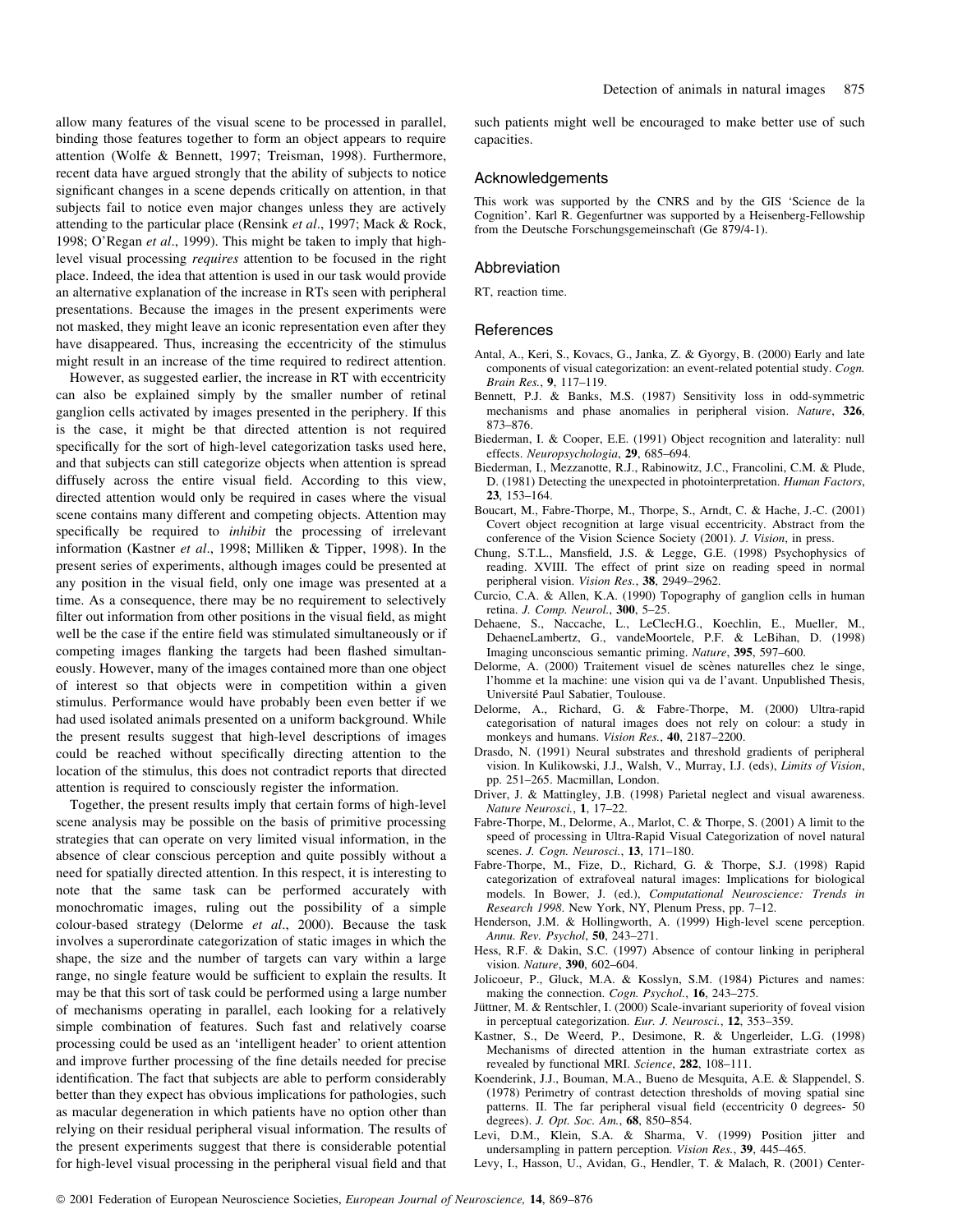allow many features of the visual scene to be processed in parallel, binding those features together to form an object appears to require attention (Wolfe & Bennett, 1997; Treisman, 1998). Furthermore, recent data have argued strongly that the ability of subjects to notice significant changes in a scene depends critically on attention, in that subjects fail to notice even major changes unless they are actively attending to the particular place (Rensink *et al*., 1997; Mack & Rock, 1998; O'Regan *et al*., 1999). This might be taken to imply that high-level visual processing *requires* attention to be focused in the right place. Indeed, the idea that attention is used in our task would provide an alternative explanation of the increase in RTs seen with peripheral presentations. Because the images in the present experiments were not masked, they might leave an iconic representation even after they have disappeared. Thus, increasing the eccentricity of the stimulus might result in an increase of the time required to redirect attention.

However, as suggested earlier, the increase in RT with eccentricity can also be explained simply by the smaller number of retinal ganglion cells activated by images presented in the periphery. If this is the case, it might be that directed attention is not required specifically for the sort of high-level categorization tasks used here, and that subjects can still categorize objects when attention is spread diffusely across the entire visual field. According to this view, directed attention would only be required in cases where the visual scene contains many different and competing objects. Attention may specifically be required to *inhibit* the processing of irrelevant information (Kastner *et al*., 1998; Milliken & Tipper, 1998). In the present series of experiments, although images could be presented at any position in the visual field, only one image was presented at a time. As a consequence, there may be no requirement to selectively filter out information from other positions in the visual field, as might well be the case if the entire field was stimulated simultaneously or if competing images flanking the targets had been flashed simultaneously. However, many of the images contained more than one object of interest so that objects were in competition within a given stimulus. Performance would have probably been even better if we had used isolated animals presented on a uniform background. While the present results suggest that high-level descriptions of images could be reached without specifically directing attention to the location of the stimulus, this does not contradict reports that directed attention is required to consciously register the information.

Together, the present results imply that certain forms of high-level scene analysis may be possible on the basis of primitive processing strategies that can operate on very limited visual information, in the absence of clear conscious perception and quite possibly without a need for spatially directed attention. In this respect, it is interesting to note that the same task can be performed accurately with monochromatic images, ruling out the possibility of a simple colour-based strategy (Delorme *et al*., 2000). Because the task involves a superordinate categorization of static images in which the shape, the size and the number of targets can vary within a large range, no single feature would be sufficient to explain the results. It may be that this sort of task could be performed using a large number of mechanisms operating in parallel, each looking for a relatively simple combination of features. Such fast and relatively coarse processing could be used as an 'intelligent header' to orient attention and improve further processing of the fine details needed for precise identification. The fact that subjects are able to perform considerably better than they expect has obvious implications for pathologies, such as macular degeneration in which patients have no option other than relying on their residual peripheral visual information. The results of the present experiments suggest that there is considerable potential for high-level visual processing in the peripheral visual field and that such patients might well be encouraged to make better use of such capacities.

## Acknowledgements

This work was supported by the CNRS and by the GIS 'Science de la Cognition'. Karl R. Gegenfurtner was supported by a Heisenberg-Fellowship from the Deutsche Forschungsgemeinschaft (Ge 879/4-1).

## Abbreviation

RT, reaction time.

## References

Antal, A., Keri, S., Kovacs, G., Janka, Z. & Gyorgy, B. (2000) Early and late components of visual categorization: an event-related potential study. *Cogn. Brain Res.*, **9**, 117–119.

Bennett, P.J. & Banks, M.S. (1987) Sensitivity loss in odd-symmetric mechanisms and phase anomalies in peripheral vision. *Nature*, **326**, 873–876.

Biederman, I. & Cooper, E.E. (1991) Object recognition and laterality: null effects. *Neuropsychologia*, **29**, 685–694.

Biederman, I., Mezzanotte, R.J., Rabinowitz, J.C., Francolini, C.M. & Plude, D. (1981) Detecting the unexpected in photointerpretation. *Human Factors*, **23**, 153–164.

Boucart, M., Fabre-Thorpe, M., Thorpe, S., Arndt, C. & Hache, J.-C. (2001) Covert object recognition at large visual eccentricity. Abstract from the conference of the Vision Science Society (2001). *J. Vision*, in press.

Chung, S.T.L., Mansfield, J.S. & Legge, G.E. (1998) Psychophysics of reading. XVIII. The effect of print size on reading speed in normal peripheral vision. *Vision Res.*, **38**, 2949–2962.

Curcio, C.A. & Allen, K.A. (1990) Topography of ganglion cells in human retina. *J. Comp. Neurol.*, **300**, 5–25.

Dehaene, S., Naccache, L., LeClecH.G., Koechlin, E., Mueller, M., DehaeneLambertz, G., vandeMoortele, P.F. & LeBihan, D. (1998) Imaging unconscious semantic priming. *Nature*, **395**, 597–600.

Delorme, A. (2000) Traitement visuel de scènes naturelles chez le singe, l'homme et la machine: une vision qui va de l'avant. Unpublished Thesis, Université Paul Sabatier, Toulouse.

Delorme, A., Richard, G. & Fabre-Thorpe, M. (2000) Ultra-rapid categorisation of natural images does not rely on colour: a study in monkeys and humans. *Vision Res.*, **40**, 2187–2200.

Drasdo, N. (1991) Neural substrates and threshold gradients of peripheral vision. In Kulikowski, J.J., Walsh, V., Murray, I.J. (eds), *Limits of Vision*, pp. 251–265. Macmillan, London.

Driver, J. & Mattingley, J.B. (1998) Parietal neglect and visual awareness. *Nature Neurosci.*, **1**, 17–22.

Fabre-Thorpe, M., Delorme, A., Marlot, C. & Thorpe, S. (2001) A limit to the speed of processing in Ultra-Rapid Visual Categorization of novel natural scenes. *J. Cogn. Neurosci.*, **13**, 171–180.

Fabre-Thorpe, M., Fize, D., Richard, G. & Thorpe, S.J. (1998) Rapid categorization of extrafoveal natural images: Implications for biological models. In Bower, J. (ed.), *Computational Neuroscience: Trends in Research 1998*. New York, NY, Plenum Press, pp. 7–12.

Henderson, J.M. & Hollingworth, A. (1999) High-level scene perception. *Annu. Rev. Psychol*, **50**, 243–271.

Hess, R.F. & Dakin, S.C. (1997) Absence of contour linking in peripheral vision. *Nature*, **390**, 602–604.

Jolicoeur, P., Gluck, M.A. & Kosslyn, S.M. (1984) Pictures and names: making the connection. *Cogn. Psychol.*, **16**, 243–275.

Jüttner, M. & Rentschler, I. (2000) Scale-invariant superiority of foveal vision in perceptual categorization. *Eur. J. Neurosci.*, **12**, 353–359.

Kastner, S., De Weerd, P., Desimone, R. & Ungerleider, L.G. (1998) Mechanisms of directed attention in the human extrastriate cortex as revealed by functional MRI. *Science*, **282**, 108–111.

Koenderink, J.J., Bouman, M.A., Bueno de Mesquita, A.E. & Slappendel, S. (1978) Perimetry of contrast detection thresholds of moving spatial sine patterns. II. The far peripheral visual field (eccentricity 0 degrees- 50 degrees). *J. Opt. Soc. Am.*, **68**, 850–854.

Levi, D.M., Klein, S.A. & Sharma, V. (1999) Position jitter and undersampling in pattern perception. *Vision Res.*, **39**, 445–465.

Levy, I., Hasson, U., Avidan, G., Hendler, T. & Malach, R. (2001) Center-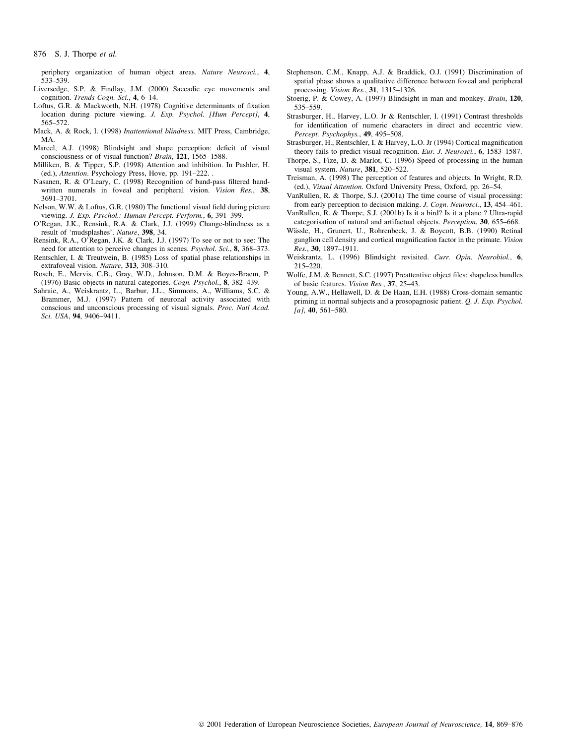periphery organization of human object areas. *Nature Neurosci.*, **4**, 533–539.

Liversedge, S.P. & Findlay, J.M. (2000) Saccadic eye movements and cognition. *Trends Cogn. Sci.*, **4**, 6–14.

Loftus, G.R. & Mackworth, N.H. (1978) Cognitive determinants of fixation location during picture viewing. *J. Exp. Psychol. [Hum Percept]*, **4**, 565–572.

Mack, A. & Rock, I. (1998) *Inattentional blindness*. MIT Press, Cambridge, MA.

Marcel, A.J. (1998) Blindsight and shape perception: deficit of visual consciousness or of visual function? *Brain*, **121**, 1565–1588.

Milliken, B. & Tipper, S.P. (1998) Attention and inhibition. In Pashler, H. (ed.), *Attention*. Psychology Press, Hove, pp. 191–222. .

Nasanen, R. & O'Leary, C. (1998) Recognition of band-pass filtered hand-written numerals in foveal and peripheral vision. *Vision Res.*, **38**, 3691–3701.

Nelson, W.W. & Loftus, G.R. (1980) The functional visual field during picture viewing. *J. Exp. Psychol.: Human Percept. Perform.*, **6**, 391–399.

O'Regan, J.K., Rensink, R.A. & Clark, J.J. (1999) Change-blindness as a result of 'mudsplashes'. *Nature*, **398**, 34.

Rensink, R.A., O'Regan, J.K. & Clark, J.J. (1997) To see or not to see: The need for attention to perceive changes in scenes. *Psychol. Sci.*, **8**, 368–373.

Rentschler, I. & Treutwein, B. (1985) Loss of spatial phase relationships in extrafoveal vision. *Nature*, **313**, 308–310.

Rosch, E., Mervis, C.B., Gray, W.D., Johnson, D.M. & Boyes-Braem, P. (1976) Basic objects in natural categories. *Cogn. Psychol.*, **8**, 382–439.

Sahraie, A., Weiskrantz, L., Barbur, J.L., Simmons, A., Williams, S.C. & Brammer, M.J. (1997) Pattern of neuronal activity associated with conscious and unconscious processing of visual signals. *Proc. Natl Acad. Sci. USA*, **94**, 9406–9411.

Stephenson, C.M., Knapp, A.J. & Braddick, O.J. (1991) Discrimination of spatial phase shows a qualitative difference between foveal and peripheral processing. *Vision Res.*, **31**, 1315–1326.

Stoerig, P. & Cowey, A. (1997) Blindsight in man and monkey. *Brain*, **120**, 535–559.

Strasburger, H., Harvey, L.O. Jr & Rentschler, I. (1991) Contrast thresholds for identification of numeric characters in direct and eccentric view. *Percept. Psychophys.*, **49**, 495–508.

Strasburger, H., Rentschler, I. & Harvey, L.O. Jr (1994) Cortical magnification theory fails to predict visual recognition. *Eur. J. Neurosci.*, **6**, 1583–1587.

Thorpe, S., Fize, D. & Marlot, C. (1996) Speed of processing in the human visual system. *Nature*, **381**, 520–522.

Treisman, A. (1998) The perception of features and objects. In Wright, R.D. (ed.), *Visual Attention.* Oxford University Press, Oxford, pp. 26–54.

VanRullen, R. & Thorpe, S.J. (2001a) The time course of visual processing: from early perception to decision making. *J. Cogn. Neurosci.*, **13**, 454–461.

VanRullen, R. & Thorpe, S.J. (2001b) Is it a bird? Is it a plane ? Ultra-rapid categorisation of natural and artifactual objects. *Perception*, **30**, 655–668.

Wässle, H., Grunert, U., Rohrenbeck, J. & Boycott, B.B. (1990) Retinal ganglion cell density and cortical magnification factor in the primate. *Vision Res.*, **30**, 1897–1911.

Weiskrantz, L. (1996) Blindsight revisited. *Curr. Opin. Neurobiol.*, **6**, 215–220.

Wolfe, J.M. & Bennett, S.C. (1997) Preattentive object files: shapeless bundles of basic features. *Vision Res.*, **37**, 25–43.

Young, A.W., Hellawell, D. & De Haan, E.H. (1988) Cross-domain semantic priming in normal subjects and a prosopagnosic patient. *Q. J. Exp. Psychol. [a]*, **40**, 561–580.